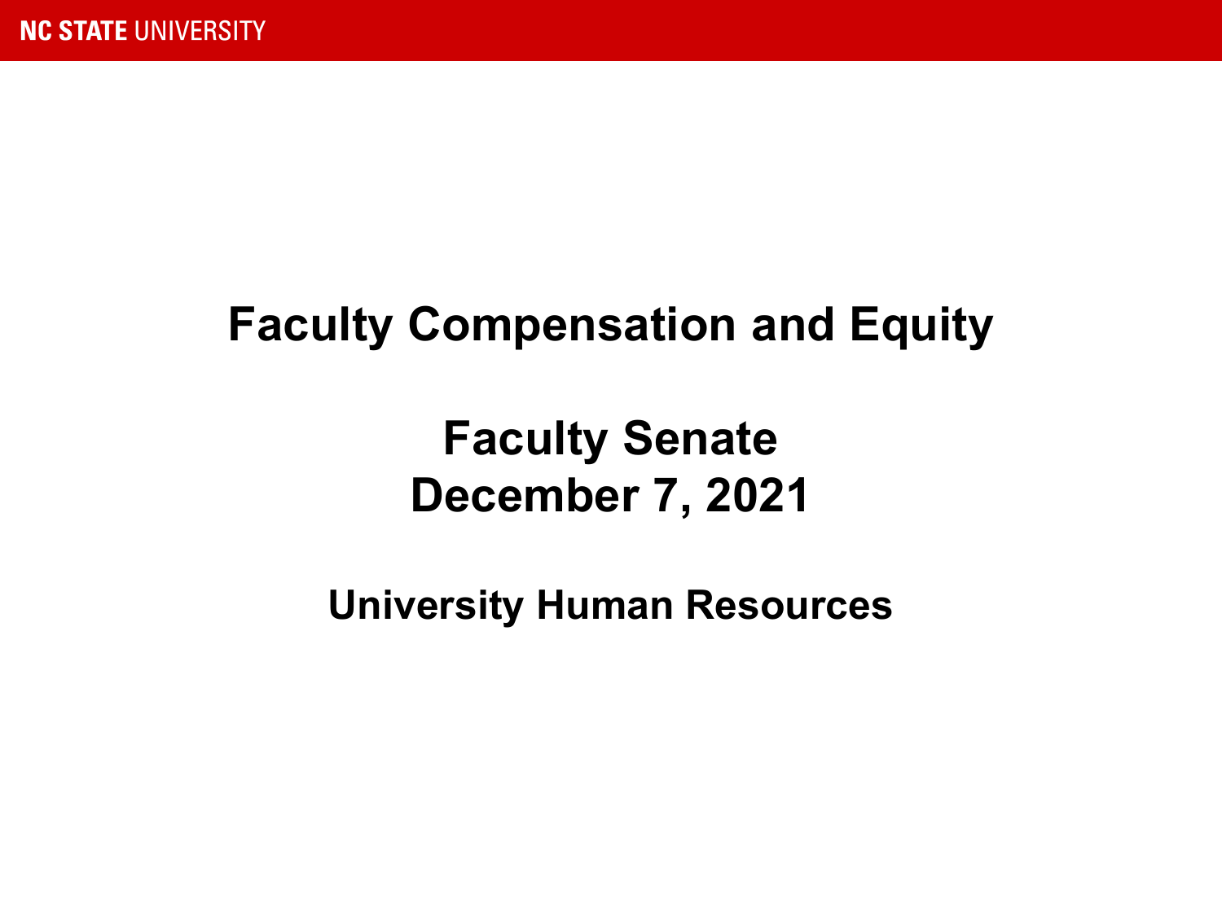# Faculty Compensation and Equity

## Faculty Senate
## December 7, 2021

### University Human Resources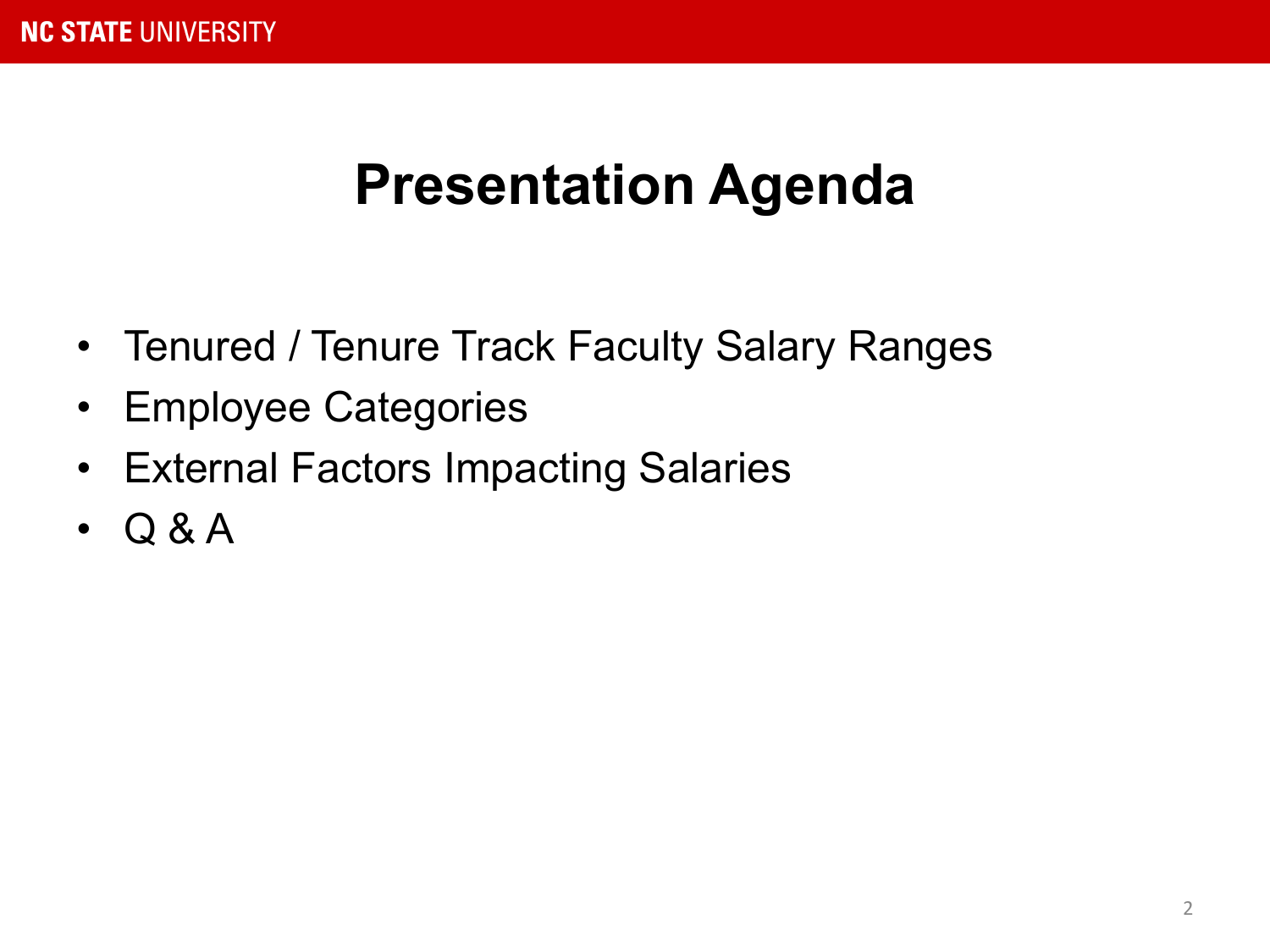# Presentation Agenda

- Tenured / Tenure Track Faculty Salary Ranges
- Employee Categories
- External Factors Impacting Salaries
- Q & A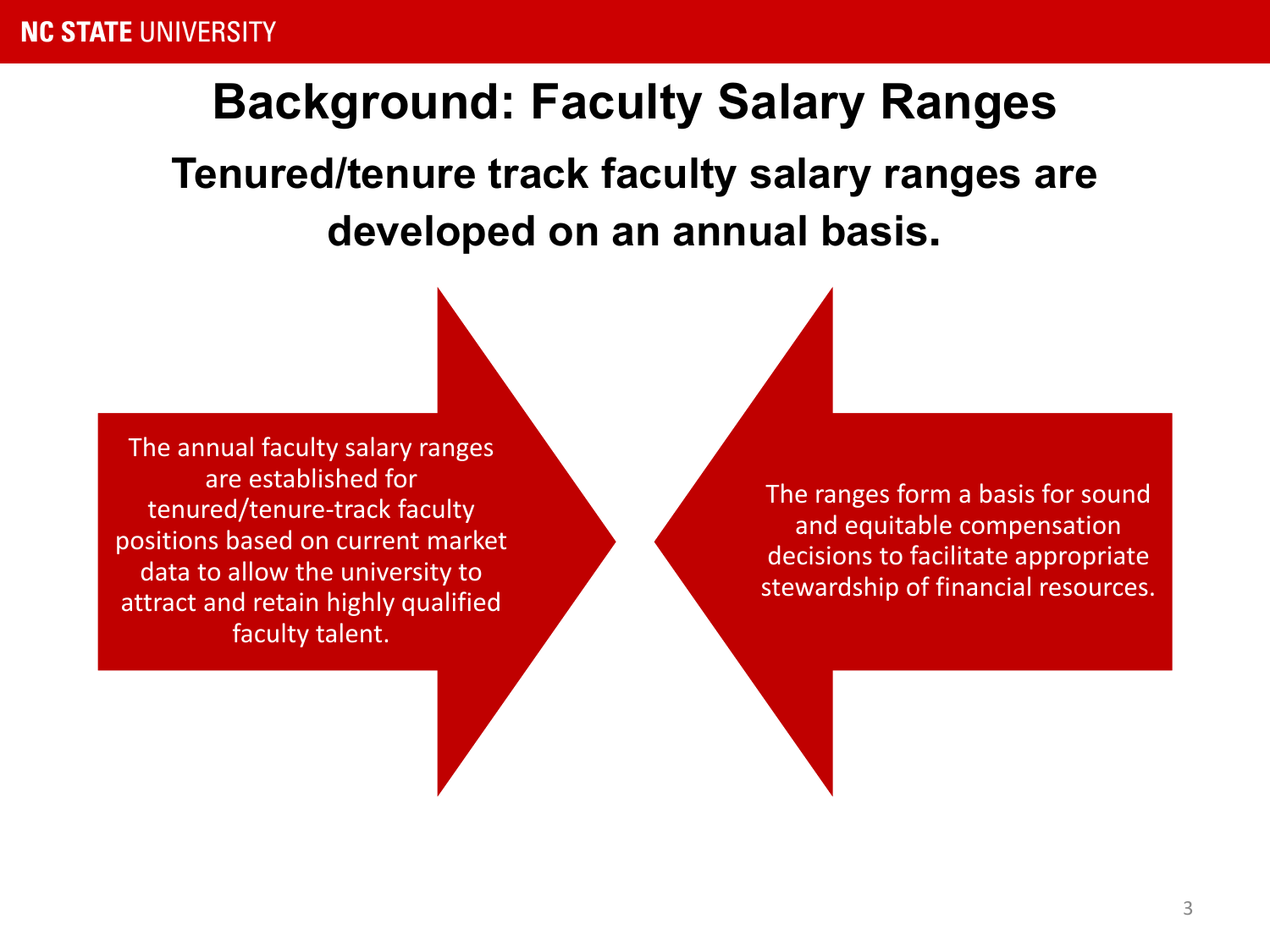# Background: Faculty Salary Ranges

## Tenured/tenure track faculty salary ranges are developed on an annual basis.

The annual faculty salary ranges are established for tenured/tenure-track faculty positions based on current market data to allow the university to attract and retain highly qualified faculty talent.

The ranges form a basis for sound and equitable compensation decisions to facilitate appropriate stewardship of financial resources.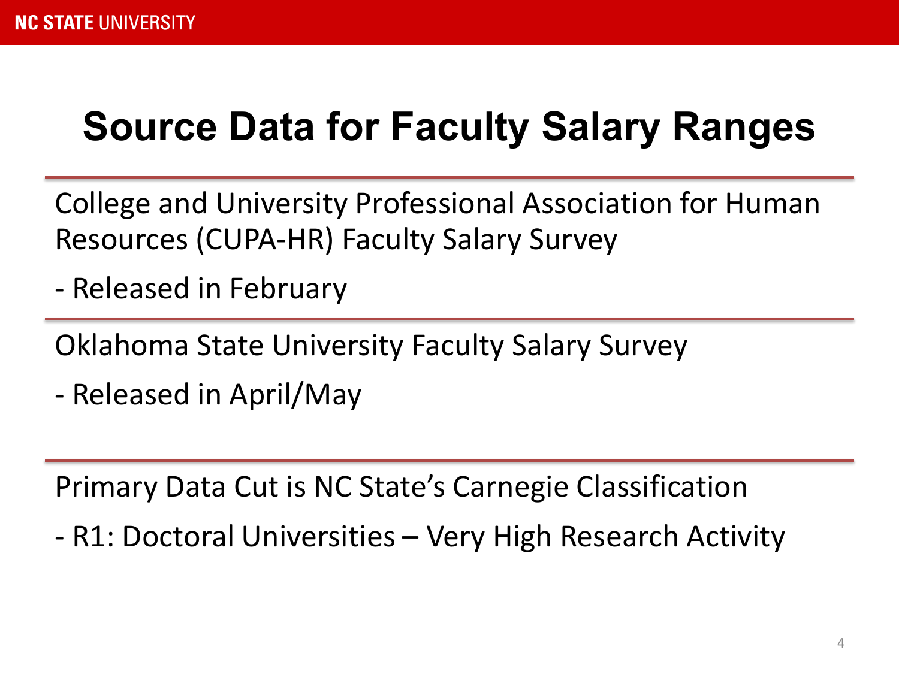# Source Data for Faculty Salary Ranges

College and University Professional Association for Human Resources (CUPA-HR) Faculty Salary Survey

- Released in February

Oklahoma State University Faculty Salary Survey

- Released in April/May

Primary Data Cut is NC State's Carnegie Classification

- R1: Doctoral Universities – Very High Research Activity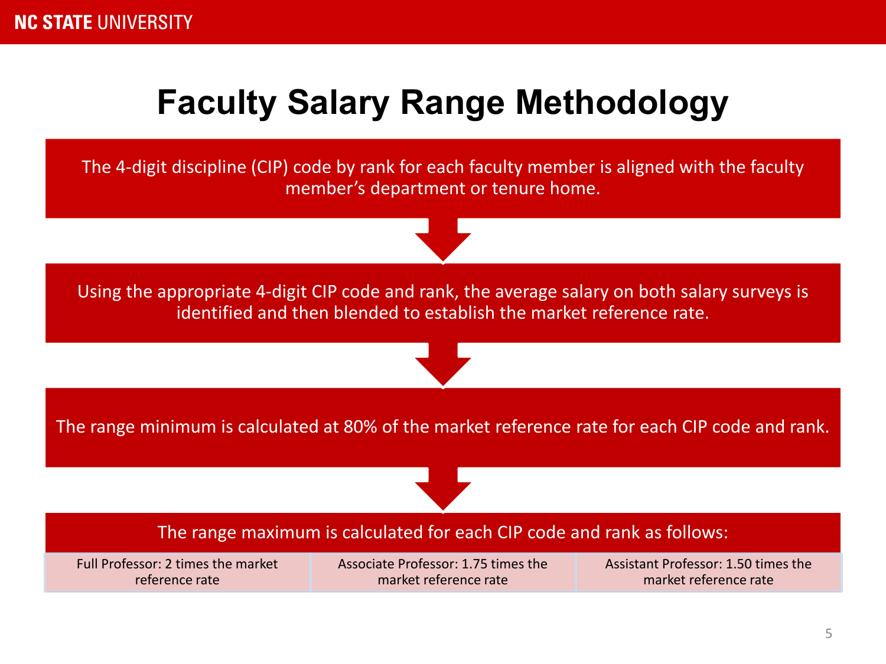# Faculty Salary Range Methodology

The 4-digit discipline (CIP) code by rank for each faculty member is aligned with the faculty member's department or tenure home.

Using the appropriate 4-digit CIP code and rank, the average salary on both salary surveys is identified and then blended to establish the market reference rate.

The range minimum is calculated at 80% of the market reference rate for each CIP code and rank.

The range maximum is calculated for each CIP code and rank as follows:

| Full Professor: 2 times the market reference rate | Associate Professor: 1.75 times the market reference rate | Assistant Professor: 1.50 times the market reference rate |
|---|---|---|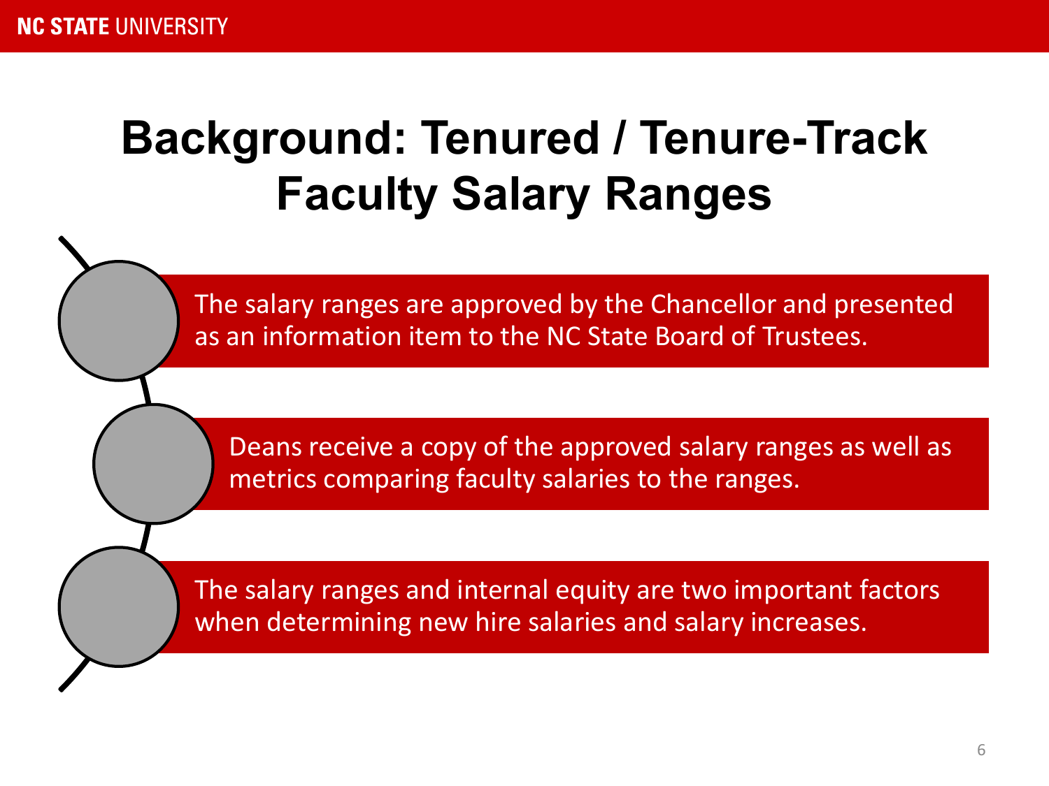# Background: Tenured / Tenure-Track Faculty Salary Ranges

- The salary ranges are approved by the Chancellor and presented as an information item to the NC State Board of Trustees.
- Deans receive a copy of the approved salary ranges as well as metrics comparing faculty salaries to the ranges.
- The salary ranges and internal equity are two important factors when determining new hire salaries and salary increases.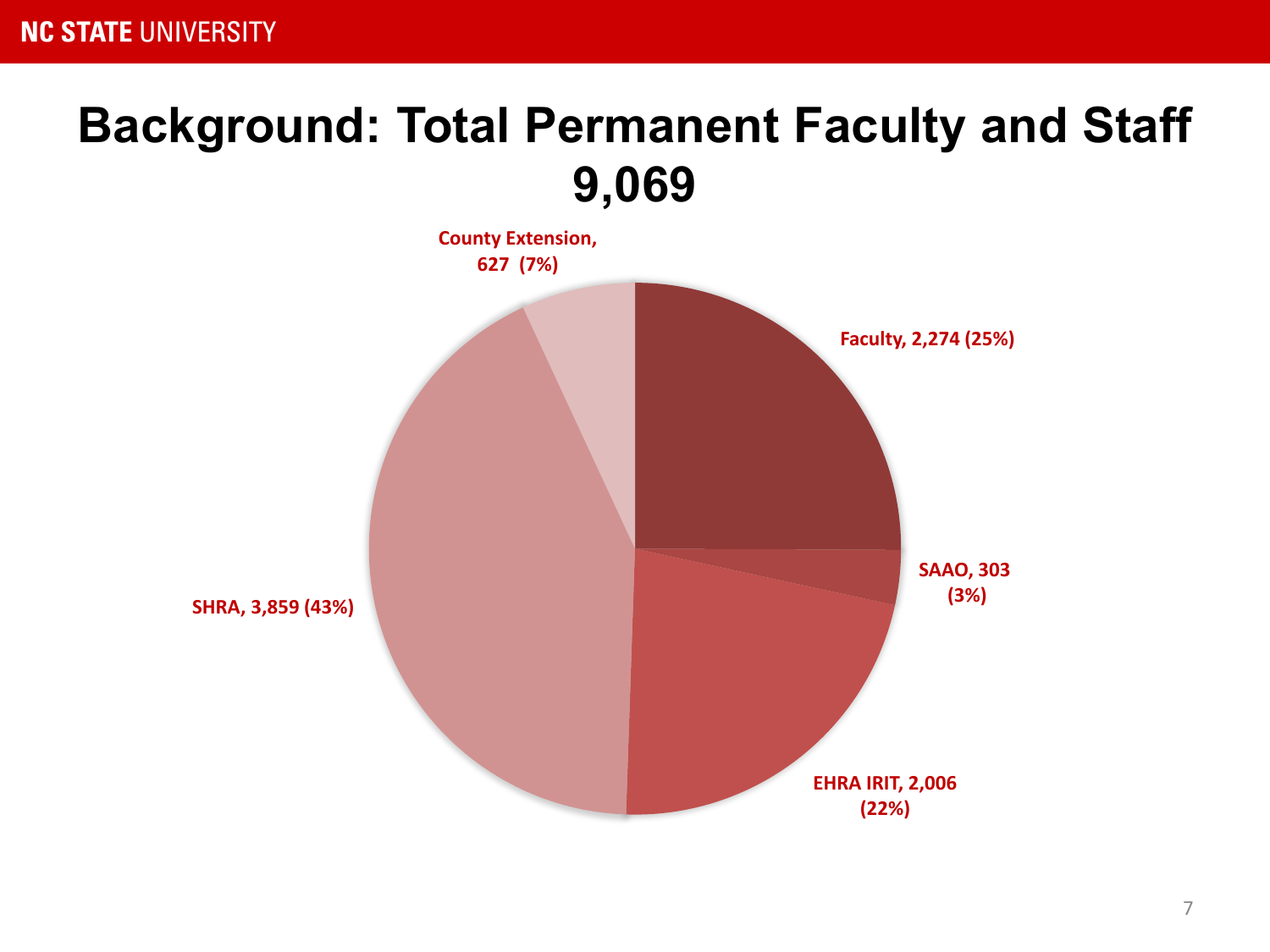# Background: Total Permanent Faculty and Staff 9,069

County Extension, 627 (7%)

Faculty, 2,274 (25%)

SAAO, 303 (3%)

EHRA IRIT, 2,006 (22%)

SHRA, 3,859 (43%)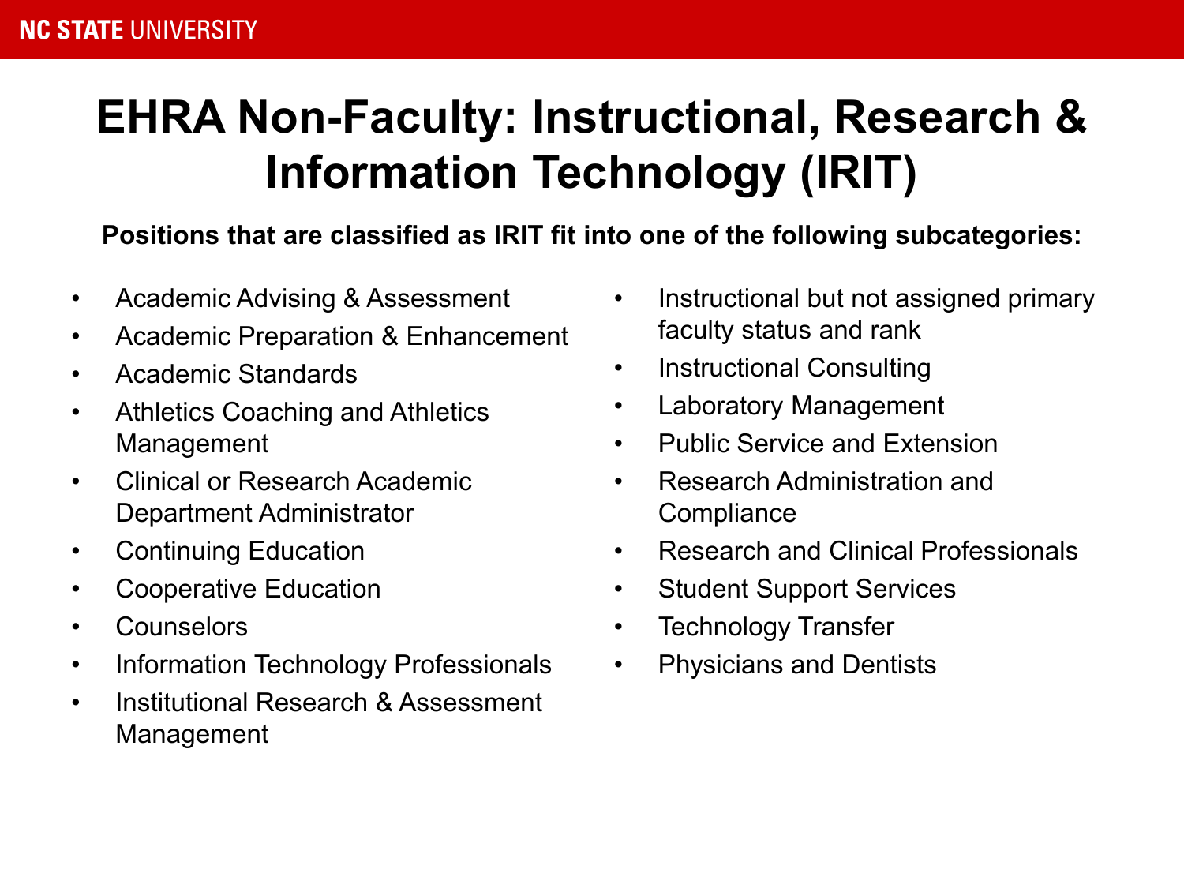# EHRA Non-Faculty: Instructional, Research & Information Technology (IRIT)

**Positions that are classified as IRIT fit into one of the following subcategories:**

- Academic Advising & Assessment
- Academic Preparation & Enhancement
- Academic Standards
- Athletics Coaching and Athletics Management
- Clinical or Research Academic Department Administrator
- Continuing Education
- Cooperative Education
- Counselors
- Information Technology Professionals
- Institutional Research & Assessment Management
- Instructional but not assigned primary faculty status and rank
- Instructional Consulting
- Laboratory Management
- Public Service and Extension
- Research Administration and Compliance
- Research and Clinical Professionals
- Student Support Services
- Technology Transfer
- Physicians and Dentists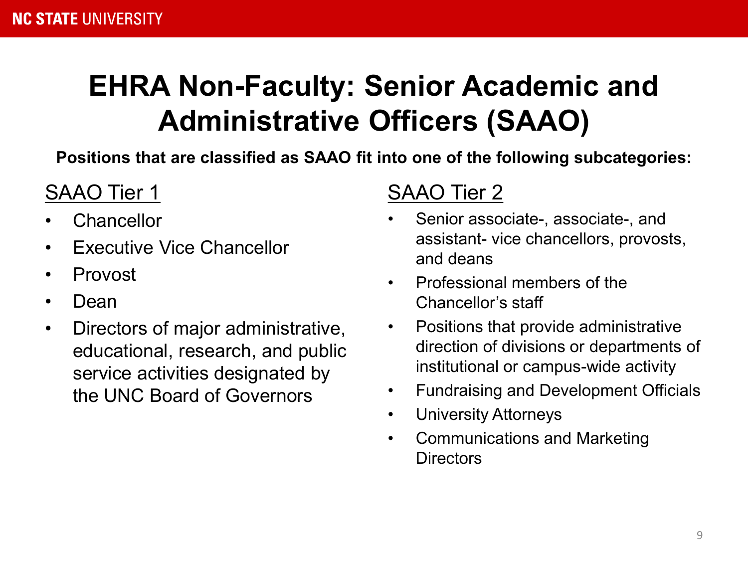# EHRA Non-Faculty: Senior Academic and Administrative Officers (SAAO)

**Positions that are classified as SAAO fit into one of the following subcategories:**

## SAAO Tier 1

- Chancellor
- Executive Vice Chancellor
- Provost
- Dean
- Directors of major administrative, educational, research, and public service activities designated by the UNC Board of Governors

## SAAO Tier 2

- Senior associate-, associate-, and assistant- vice chancellors, provosts, and deans
- Professional members of the Chancellor's staff
- Positions that provide administrative direction of divisions or departments of institutional or campus-wide activity
- Fundraising and Development Officials
- University Attorneys
- Communications and Marketing Directors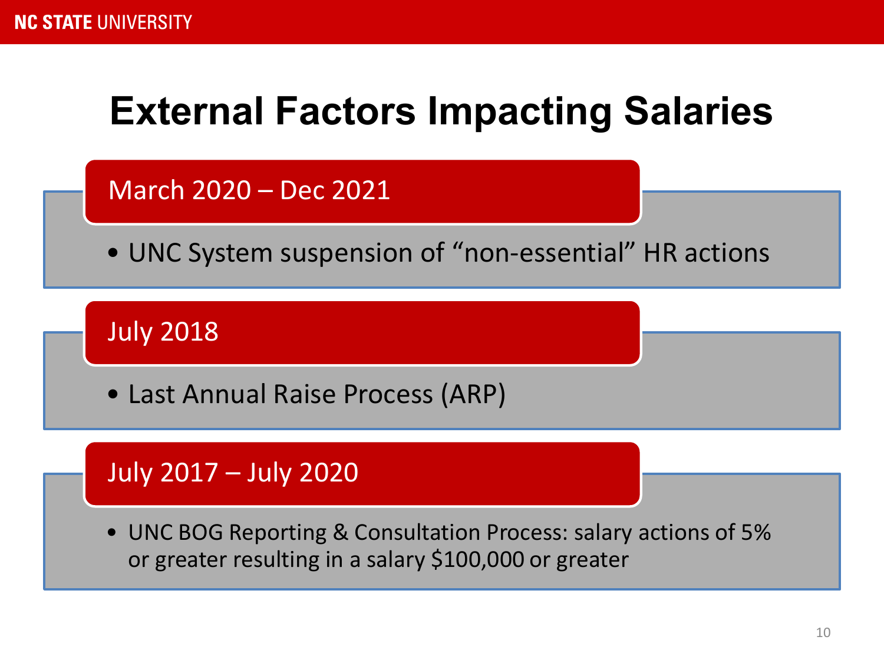# External Factors Impacting Salaries

### March 2020 – Dec 2021

- UNC System suspension of "non-essential" HR actions

### July 2018

- Last Annual Raise Process (ARP)

### July 2017 – July 2020

- UNC BOG Reporting & Consultation Process: salary actions of 5% or greater resulting in a salary $100,000 or greater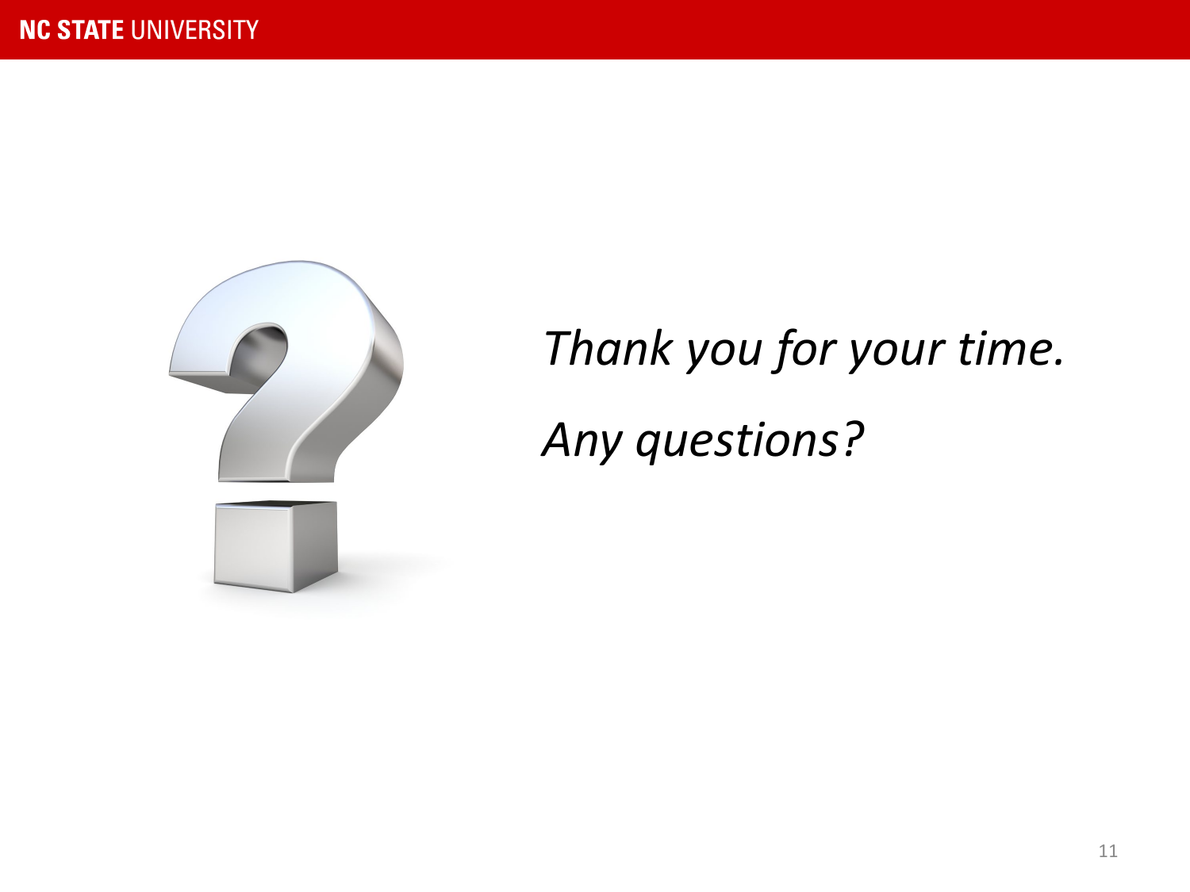*Thank you for your time.*

*Any questions?*